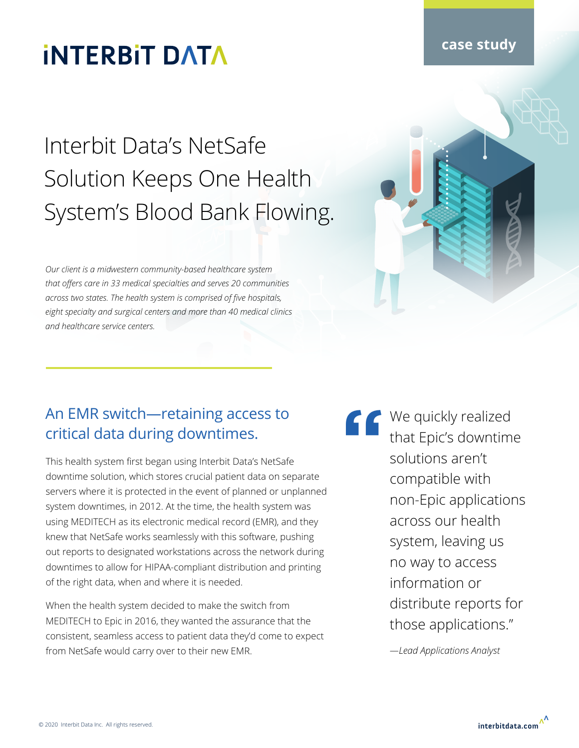INTERBIT DATA

case study

# Interbit Data's NetSafe Solution Keeps One Health System's Blood Bank Flowing.

*Our client is a midwestern community-based healthcare system that offers care in 33 medical specialties and serves 20 communities across two states. The health system is comprised of five hospitals, eight specialty and surgical centers and more than 40 medical clinics and healthcare service centers.*

## An EMR switch—retaining access to critical data during downtimes.

This health system first began using Interbit Data's NetSafe downtime solution, which stores crucial patient data on separate servers where it is protected in the event of planned or unplanned system downtimes, in 2012. At the time, the health system was using MEDITECH as its electronic medical record (EMR), and they knew that NetSafe works seamlessly with this software, pushing out reports to designated workstations across the network during downtimes to allow for HIPAA-compliant distribution and printing of the right data, when and where it is needed.

When the health system decided to make the switch from MEDITECH to Epic in 2016, they wanted the assurance that the consistent, seamless access to patient data they'd come to expect from NetSafe would carry over to their new EMR.

> "We quickly realized that Epic's downtime solutions aren't compatible with non-Epic applications across our health system, leaving us no way to access information or distribute reports for those applications."
>
> *—Lead Applications Analyst*

© 2020 Interbit Data Inc. All rights reserved.

interbitdata.com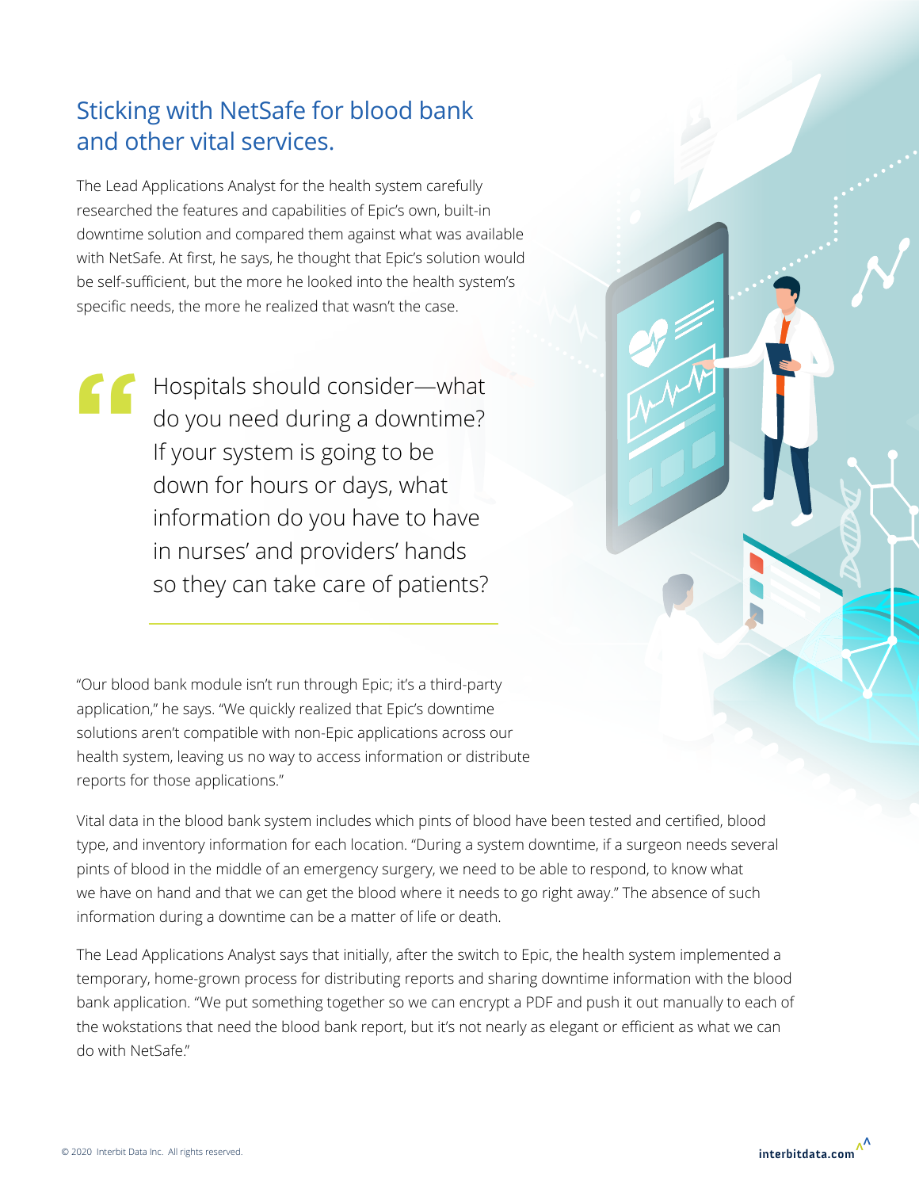## Sticking with NetSafe for blood bank and other vital services.

The Lead Applications Analyst for the health system carefully researched the features and capabilities of Epic's own, built-in downtime solution and compared them against what was available with NetSafe. At first, he says, he thought that Epic's solution would be self-sufficient, but the more he looked into the health system's specific needs, the more he realized that wasn't the case.

> Hospitals should consider—what do you need during a downtime? If your system is going to be down for hours or days, what information do you have to have in nurses' and providers' hands so they can take care of patients?

"Our blood bank module isn't run through Epic; it's a third-party application," he says. "We quickly realized that Epic's downtime solutions aren't compatible with non-Epic applications across our health system, leaving us no way to access information or distribute reports for those applications."

Vital data in the blood bank system includes which pints of blood have been tested and certified, blood type, and inventory information for each location. "During a system downtime, if a surgeon needs several pints of blood in the middle of an emergency surgery, we need to be able to respond, to know what we have on hand and that we can get the blood where it needs to go right away." The absence of such information during a downtime can be a matter of life or death.

The Lead Applications Analyst says that initially, after the switch to Epic, the health system implemented a temporary, home-grown process for distributing reports and sharing downtime information with the blood bank application. "We put something together so we can encrypt a PDF and push it out manually to each of the wokstations that need the blood bank report, but it's not nearly as elegant or efficient as what we can do with NetSafe."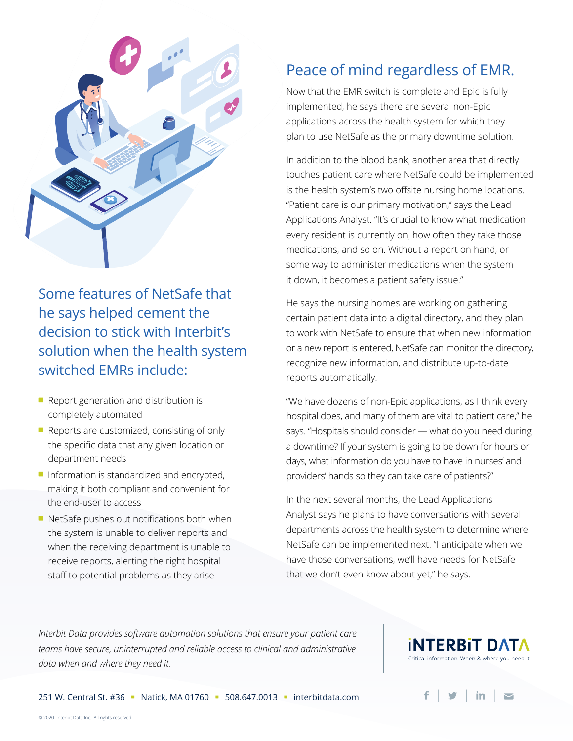Some features of NetSafe that he says helped cement the decision to stick with Interbit's solution when the health system switched EMRs include:

- Report generation and distribution is completely automated
- Reports are customized, consisting of only the specific data that any given location or department needs
- Information is standardized and encrypted, making it both compliant and convenient for the end-user to access
- NetSafe pushes out notifications both when the system is unable to deliver reports and when the receiving department is unable to receive reports, alerting the right hospital staff to potential problems as they arise

## Peace of mind regardless of EMR.

Now that the EMR switch is complete and Epic is fully implemented, he says there are several non-Epic applications across the health system for which they plan to use NetSafe as the primary downtime solution.

In addition to the blood bank, another area that directly touches patient care where NetSafe could be implemented is the health system's two offsite nursing home locations. "Patient care is our primary motivation," says the Lead Applications Analyst. "It's crucial to know what medication every resident is currently on, how often they take those medications, and so on. Without a report on hand, or some way to administer medications when the system it down, it becomes a patient safety issue."

He says the nursing homes are working on gathering certain patient data into a digital directory, and they plan to work with NetSafe to ensure that when new information or a new report is entered, NetSafe can monitor the directory, recognize new information, and distribute up-to-date reports automatically.

"We have dozens of non-Epic applications, as I think every hospital does, and many of them are vital to patient care," he says. "Hospitals should consider — what do you need during a downtime? If your system is going to be down for hours or days, what information do you have to have in nurses' and providers' hands so they can take care of patients?"

In the next several months, the Lead Applications Analyst says he plans to have conversations with several departments across the health system to determine where NetSafe can be implemented next. "I anticipate when we have those conversations, we'll have needs for NetSafe that we don't even know about yet," he says.

*Interbit Data provides software automation solutions that ensure your patient care teams have secure, uninterrupted and reliable access to clinical and administrative data when and where they need it.*

INTERBIT DATA
Critical information. When & where you need it.

251 W. Central St. #36 ▪ Natick, MA 01760 ▪ 508.647.0013 ▪ interbitdata.com

© 2020 Interbit Data Inc. All rights reserved.